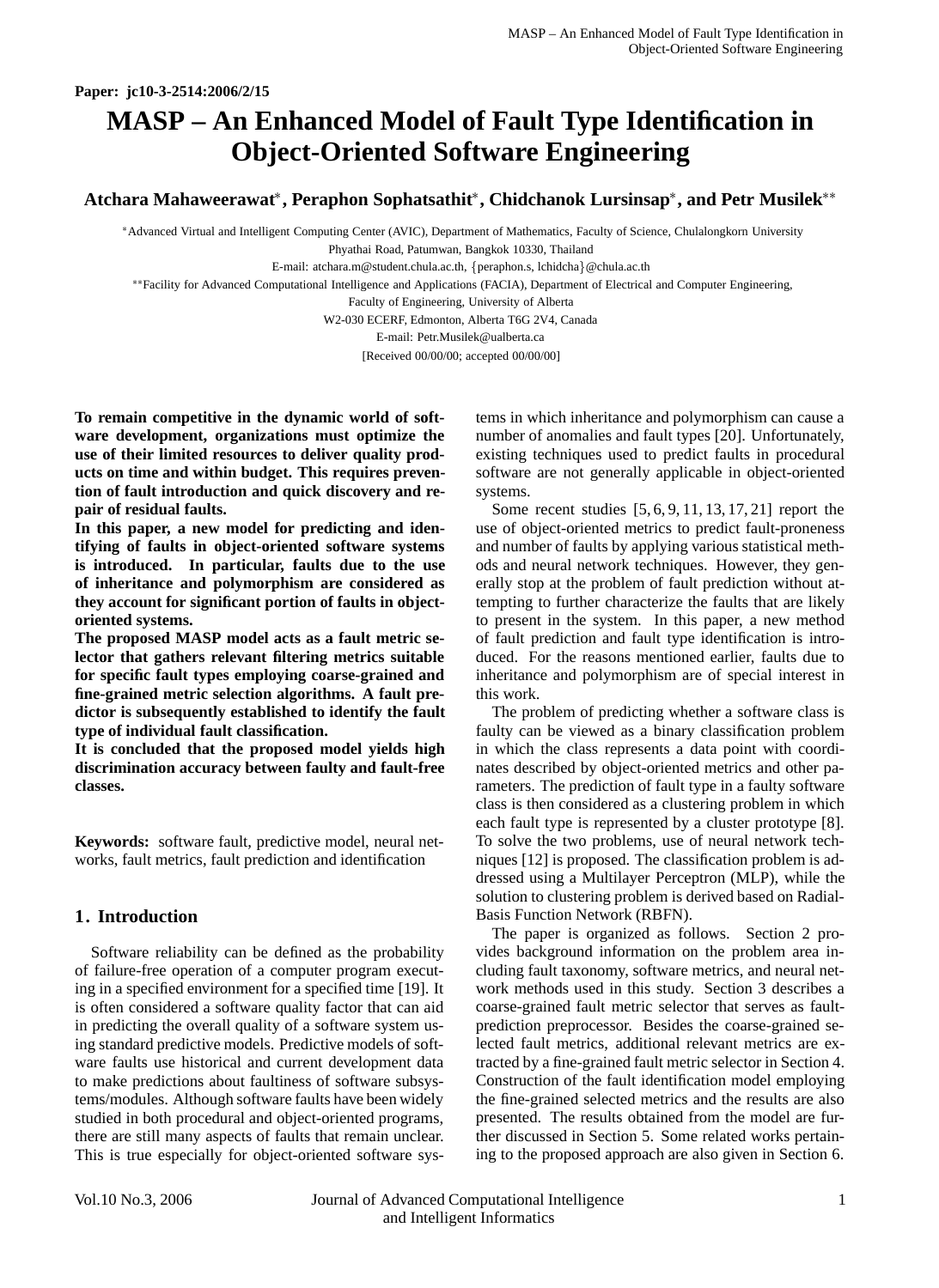Paper: jc10-3-2514:2006/2/15

# MASP – An Enhanced Model of Fault Type Identification in Object-Oriented Software Engineering

**Atchara Mahaweerawat[*], Peraphon Sophatsathit[*], Chidchanok Lursinsap[*], and Petr Musilek[**]**

[*]Advanced Virtual and Intelligent Computing Center (AVIC), Department of Mathematics, Faculty of Science, Chulalongkorn University
Phyathai Road, Patumwan, Bangkok 10330, Thailand
E-mail: atchara.m@student.chula.ac.th, {peraphon.s, lchidcha}@chula.ac.th

[**]Facility for Advanced Computational Intelligence and Applications (FACIA), Department of Electrical and Computer Engineering,
Faculty of Engineering, University of Alberta
W2-030 ECERF, Edmonton, Alberta T6G 2V4, Canada
E-mail: Petr.Musilek@ualberta.ca

[Received 00/00/00; accepted 00/00/00]

**To remain competitive in the dynamic world of software development, organizations must optimize the use of their limited resources to deliver quality products on time and within budget. This requires prevention of fault introduction and quick discovery and repair of residual faults.**

**In this paper, a new model for predicting and identifying of faults in object-oriented software systems is introduced. In particular, faults due to the use of inheritance and polymorphism are considered as they account for significant portion of faults in object-oriented systems.**

**The proposed MASP model acts as a fault metric selector that gathers relevant filtering metrics suitable for specific fault types employing coarse-grained and fine-grained metric selection algorithms. A fault predictor is subsequently established to identify the fault type of individual fault classification.**

**It is concluded that the proposed model yields high discrimination accuracy between faulty and fault-free classes.**

**Keywords:** software fault, predictive model, neural networks, fault metrics, fault prediction and identification

## 1. Introduction

Software reliability can be defined as the probability of failure-free operation of a computer program executing in a specified environment for a specified time [19]. It is often considered a software quality factor that can aid in predicting the overall quality of a software system using standard predictive models. Predictive models of software faults use historical and current development data to make predictions about faultiness of software subsystems/modules. Although software faults have been widely studied in both procedural and object-oriented programs, there are still many aspects of faults that remain unclear. This is true especially for object-oriented software systems in which inheritance and polymorphism can cause a number of anomalies and fault types [20]. Unfortunately, existing techniques used to predict faults in procedural software are not generally applicable in object-oriented systems.

Some recent studies [5, 6, 9, 11, 13, 17, 21] report the use of object-oriented metrics to predict fault-proneness and number of faults by applying various statistical methods and neural network techniques. However, they generally stop at the problem of fault prediction without attempting to further characterize the faults that are likely to present in the system. In this paper, a new method of fault prediction and fault type identification is introduced. For the reasons mentioned earlier, faults due to inheritance and polymorphism are of special interest in this work.

The problem of predicting whether a software class is faulty can be viewed as a binary classification problem in which the class represents a data point with coordinates described by object-oriented metrics and other parameters. The prediction of fault type in a faulty software class is then considered as a clustering problem in which each fault type is represented by a cluster prototype [8]. To solve the two problems, use of neural network techniques [12] is proposed. The classification problem is addressed using a Multilayer Perceptron (MLP), while the solution to clustering problem is derived based on Radial-Basis Function Network (RBFN).

The paper is organized as follows. Section 2 provides background information on the problem area including fault taxonomy, software metrics, and neural network methods used in this study. Section 3 describes a coarse-grained fault metric selector that serves as fault-prediction preprocessor. Besides the coarse-grained selected fault metrics, additional relevant metrics are extracted by a fine-grained fault metric selector in Section 4. Construction of the fault identification model employing the fine-grained selected metrics and the results are also presented. The results obtained from the model are further discussed in Section 5. Some related works pertaining to the proposed approach are also given in Section 6.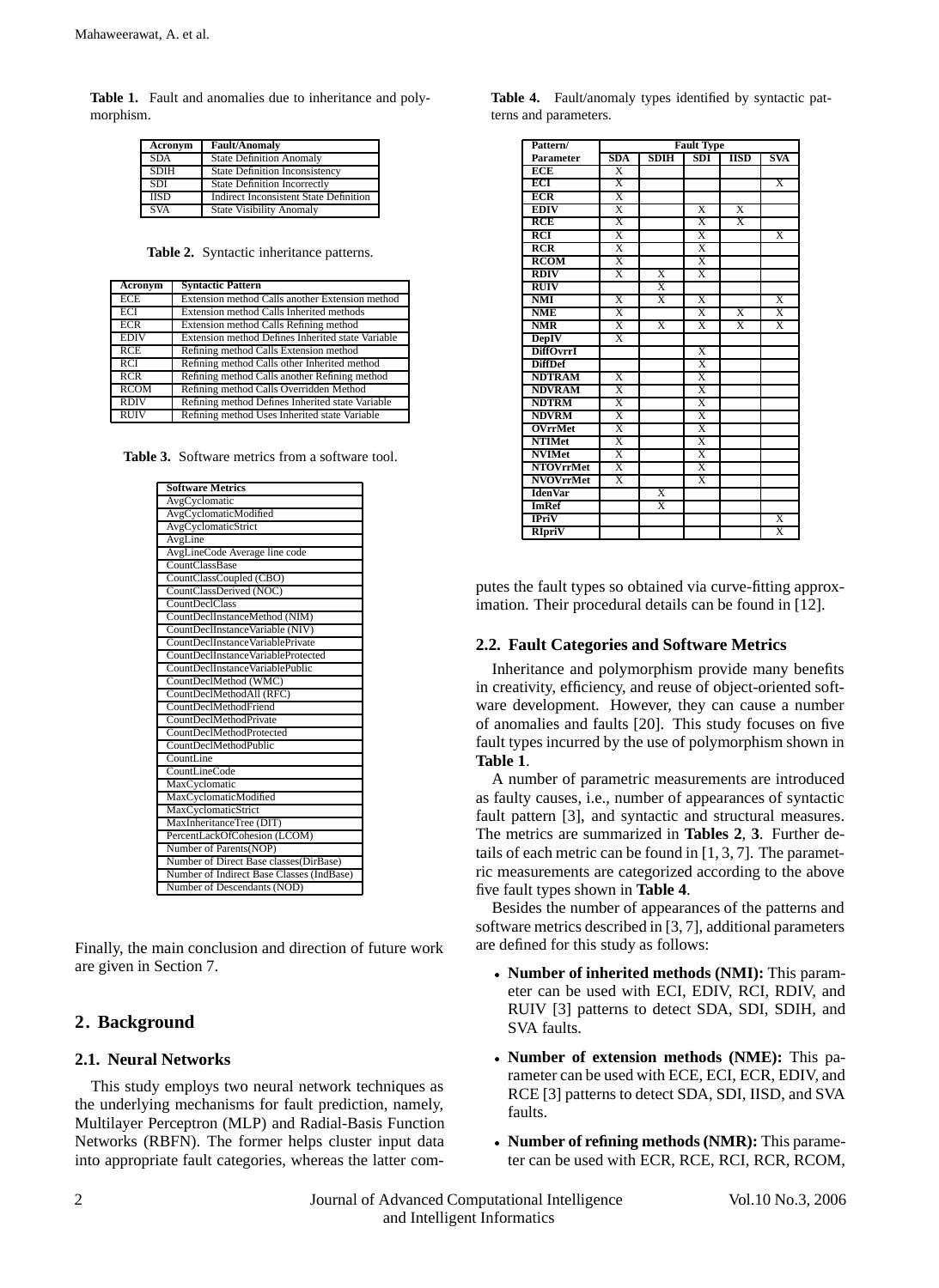**Table 1.** Fault and anomalies due to inheritance and polymorphism.

| Acronym | Fault/Anomaly |
|---|---|
| SDA | State Definition Anomaly |
| SDIH | State Definition Inconsistency |
| SDI | State Definition Incorrectly |
| IISD | Indirect Inconsistent State Definition |
| SVA | State Visibility Anomaly |

**Table 2.** Syntactic inheritance patterns.

| Acronym | Syntactic Pattern |
|---|---|
| ECE | Extension method Calls another Extension method |
| ECI | Extension method Calls Inherited methods |
| ECR | Extension method Calls Refining method |
| EDIV | Extension method Defines Inherited state Variable |
| RCE | Refining method Calls Extension method |
| RCI | Refining method Calls other Inherited method |
| RCR | Refining method Calls another Refining method |
| RCOM | Refining method Calls Overridden Method |
| RDIV | Refining method Defines Inherited state Variable |
| RUIV | Refining method Uses Inherited state Variable |

**Table 3.** Software metrics from a software tool.

| Software Metrics |
|---|
| AvgCyclomatic |
| AvgCyclomaticModified |
| AvgCyclomaticStrict |
| AvgLine |
| AvgLineCode Average line code |
| CountClassBase |
| CountClassCoupled (CBO) |
| CountClassDerived (NOC) |
| CountDeclClass |
| CountDeclInstanceMethod (NIM) |
| CountDeclInstanceVariable (NIV) |
| CountDeclInstanceVariablePrivate |
| CountDeclInstanceVariableProtected |
| CountDeclInstanceVariablePublic |
| CountDeclMethod (WMC) |
| CountDeclMethodAll (RFC) |
| CountDeclMethodFriend |
| CountDeclMethodPrivate |
| CountDeclMethodProtected |
| CountDeclMethodPublic |
| CountLine |
| CountLineCode |
| MaxCyclomatic |
| MaxCyclomaticModified |
| MaxCyclomaticStrict |
| MaxInheritanceTree (DIT) |
| PercentLackOfCohesion (LCOM) |
| Number of Parents(NOP) |
| Number of Direct Base classes(DirBase) |
| Number of Indirect Base Classes (IndBase) |
| Number of Descendants (NOD) |

Finally, the main conclusion and direction of future work are given in Section 7.

## 2. Background

### 2.1. Neural Networks

This study employs two neural network techniques as the underlying mechanisms for fault prediction, namely, Multilayer Perceptron (MLP) and Radial-Basis Function Networks (RBFN). The former helps cluster input data into appropriate fault categories, whereas the latter computes the fault types so obtained via curve-fitting approximation. Their procedural details can be found in [12].

**Table 4.** Fault/anomaly types identified by syntactic patterns and parameters.

| Pattern/ Parameter | Fault Type | | | | |
|---|---|---|---|---|---|
| | SDA | SDIH | SDI | IISD | SVA |
| ECE | X | | | | |
| ECI | X | | | | X |
| ECR | X | | | | |
| EDIV | X | | X | X | |
| RCE | X | | X | X | |
| RCI | X | | X | | X |
| RCR | X | | X | | |
| RCOM | X | | X | | |
| RDIV | X | X | X | | |
| RUIV | | X | | | |
| NMI | X | X | X | | X |
| NME | X | | X | X | X |
| NMR | X | X | X | X | X |
| DepIV | X | | | | |
| DiffOvrrI | | | X | | |
| DiffDef | | | X | | |
| NDTRAM | X | | X | | |
| NDVRAM | X | | X | | |
| NDTRM | X | | X | | |
| NDVRM | X | | X | | |
| OVrrMet | X | | X | | |
| NTIMet | X | | X | | |
| NVIMet | X | | X | | |
| NTOVrrMet | X | | X | | |
| NVOVrrMet | X | | X | | |
| IdenVar | | X | | | |
| ImRef | | X | | | |
| IPriV | | | | | X |
| RIpriV | | | | | X |

### 2.2. Fault Categories and Software Metrics

Inheritance and polymorphism provide many benefits in creativity, efficiency, and reuse of object-oriented software development. However, they can cause a number of anomalies and faults [20]. This study focuses on five fault types incurred by the use of polymorphism shown in **Table 1**.

A number of parametric measurements are introduced as faulty causes, i.e., number of appearances of syntactic fault pattern [3], and syntactic and structural measures. The metrics are summarized in **Tables 2**, **3**. Further details of each metric can be found in [1, 3, 7]. The parametric measurements are categorized according to the above five fault types shown in **Table 4**.

Besides the number of appearances of the patterns and software metrics described in [3, 7], additional parameters are defined for this study as follows:

- **Number of inherited methods (NMI):** This parameter can be used with ECI, EDIV, RCI, RDIV, and RUIV [3] patterns to detect SDA, SDI, SDIH, and SVA faults.
- **Number of extension methods (NME):** This parameter can be used with ECE, ECI, ECR, EDIV, and RCE [3] patterns to detect SDA, SDI, IISD, and SVA faults.
- **Number of refining methods (NMR):** This parameter can be used with ECR, RCE, RCI, RCR, RCOM,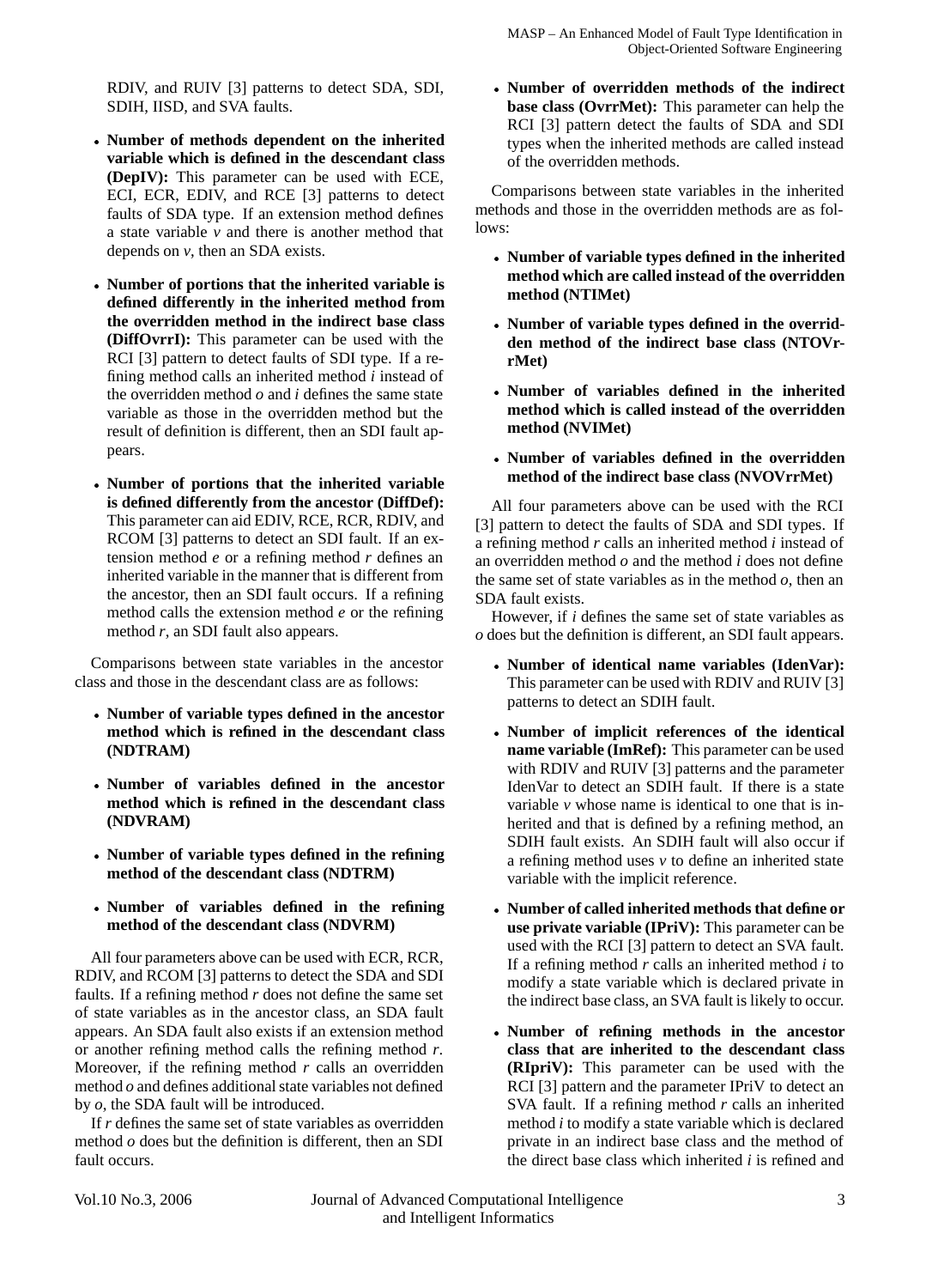RDIV, and RUIV [3] patterns to detect SDA, SDI, SDIH, IISD, and SVA faults.

- **Number of methods dependent on the inherited variable which is defined in the descendant class (DepIV):** This parameter can be used with ECE, ECI, ECR, EDIV, and RCE [3] patterns to detect faults of SDA type. If an extension method defines a state variable *v* and there is another method that depends on *v*, then an SDA exists.

- **Number of portions that the inherited variable is defined differently in the inherited method from the overridden method in the indirect base class (DiffOvrrI):** This parameter can be used with the RCI [3] pattern to detect faults of SDI type. If a refining method calls an inherited method *i* instead of the overridden method *o* and *i* defines the same state variable as those in the overridden method but the result of definition is different, then an SDI fault appears.

- **Number of portions that the inherited variable is defined differently from the ancestor (DiffDef):** This parameter can aid EDIV, RCE, RCR, RDIV, and RCOM [3] patterns to detect an SDI fault. If an extension method *e* or a refining method *r* defines an inherited variable in the manner that is different from the ancestor, then an SDI fault occurs. If a refining method calls the extension method *e* or the refining method *r*, an SDI fault also appears.

Comparisons between state variables in the ancestor class and those in the descendant class are as follows:

- **Number of variable types defined in the ancestor method which is refined in the descendant class (NDTRAM)**

- **Number of variables defined in the ancestor method which is refined in the descendant class (NDVRAM)**

- **Number of variable types defined in the refining method of the descendant class (NDTRM)**

- **Number of variables defined in the refining method of the descendant class (NDVRM)**

All four parameters above can be used with ECR, RCR, RDIV, and RCOM [3] patterns to detect the SDA and SDI faults. If a refining method *r* does not define the same set of state variables as in the ancestor class, an SDA fault appears. An SDA fault also exists if an extension method or another refining method calls the refining method *r*. Moreover, if the refining method *r* calls an overridden method *o* and defines additional state variables not defined by *o*, the SDA fault will be introduced.

If *r* defines the same set of state variables as overridden method *o* does but the definition is different, then an SDI fault occurs.

- **Number of overridden methods of the indirect base class (OvrrMet):** This parameter can help the RCI [3] pattern detect the faults of SDA and SDI types when the inherited methods are called instead of the overridden methods.

Comparisons between state variables in the inherited methods and those in the overridden methods are as follows:

- **Number of variable types defined in the inherited method which are called instead of the overridden method (NTIMet)**

- **Number of variable types defined in the overridden method of the indirect base class (NTOVrrMet)**

- **Number of variables defined in the inherited method which is called instead of the overridden method (NVIMet)**

- **Number of variables defined in the overridden method of the indirect base class (NVOVrrMet)**

All four parameters above can be used with the RCI [3] pattern to detect the faults of SDA and SDI types. If a refining method *r* calls an inherited method *i* instead of an overridden method *o* and the method *i* does not define the same set of state variables as in the method *o*, then an SDA fault exists.

However, if *i* defines the same set of state variables as *o* does but the definition is different, an SDI fault appears.

- **Number of identical name variables (IdenVar):** This parameter can be used with RDIV and RUIV [3] patterns to detect an SDIH fault.

- **Number of implicit references of the identical name variable (ImRef):** This parameter can be used with RDIV and RUIV [3] patterns and the parameter IdenVar to detect an SDIH fault. If there is a state variable *v* whose name is identical to one that is inherited and that is defined by a refining method, an SDIH fault exists. An SDIH fault will also occur if a refining method uses *v* to define an inherited state variable with the implicit reference.

- **Number of called inherited methods that define or use private variable (IPriV):** This parameter can be used with the RCI [3] pattern to detect an SVA fault. If a refining method *r* calls an inherited method *i* to modify a state variable which is declared private in the indirect base class, an SVA fault is likely to occur.

- **Number of refining methods in the ancestor class that are inherited to the descendant class (RIpriV):** This parameter can be used with the RCI [3] pattern and the parameter IPriV to detect an SVA fault. If a refining method *r* calls an inherited method *i* to modify a state variable which is declared private in an indirect base class and the method of the direct base class which inherited *i* is refined and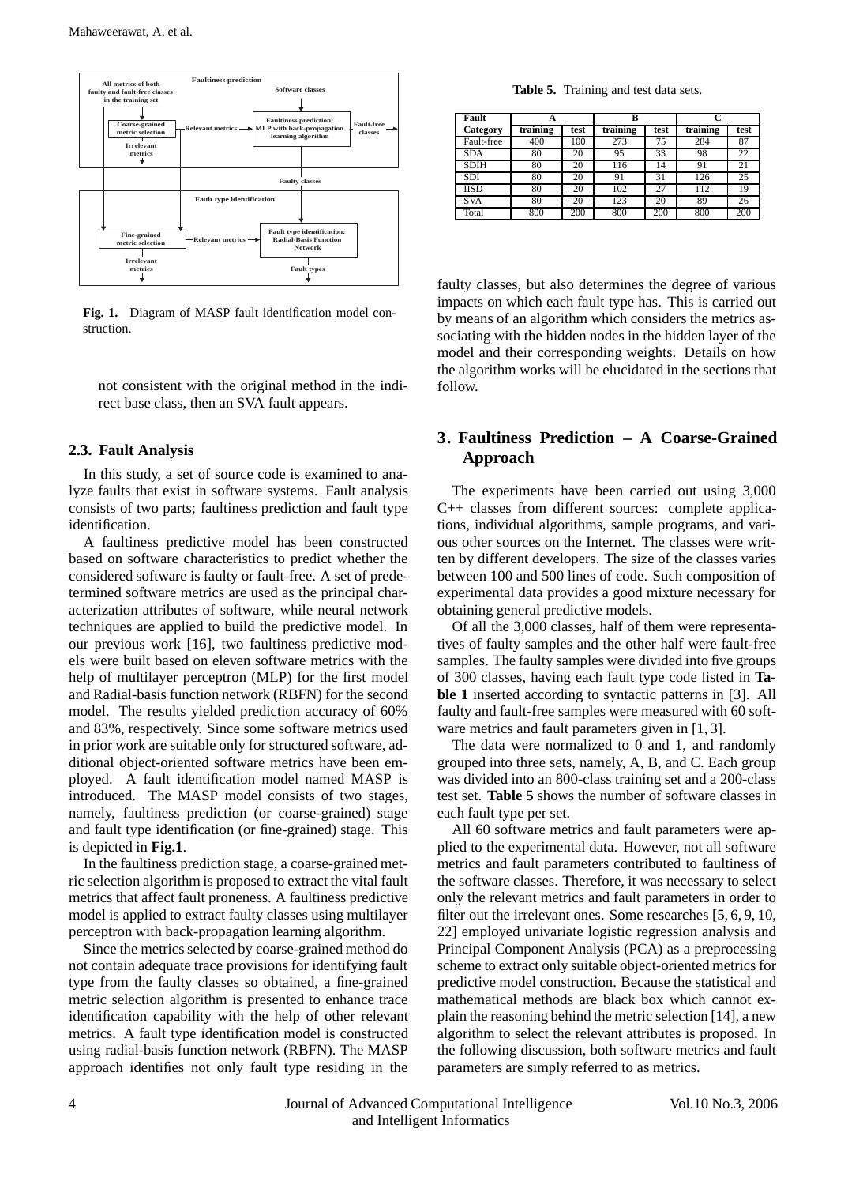Fig. 1. Diagram of MASP fault identification model construction.

not consistent with the original method in the indirect base class, then an SVA fault appears.

### 2.3. Fault Analysis

In this study, a set of source code is examined to analyze faults that exist in software systems. Fault analysis consists of two parts; faultiness prediction and fault type identification.

A faultiness predictive model has been constructed based on software characteristics to predict whether the considered software is faulty or fault-free. A set of predetermined software metrics are used as the principal characterization attributes of software, while neural network techniques are applied to build the predictive model. In our previous work [16], two faultiness predictive models were built based on eleven software metrics with the help of multilayer perceptron (MLP) for the first model and Radial-basis function network (RBFN) for the second model. The results yielded prediction accuracy of 60% and 83%, respectively. Since some software metrics used in prior work are suitable only for structured software, additional object-oriented software metrics have been employed. A fault identification model named MASP is introduced. The MASP model consists of two stages, namely, faultiness prediction (or coarse-grained) stage and fault type identification (or fine-grained) stage. This is depicted in **Fig.1**.

In the faultiness prediction stage, a coarse-grained metric selection algorithm is proposed to extract the vital fault metrics that affect fault proneness. A faultiness predictive model is applied to extract faulty classes using multilayer perceptron with back-propagation learning algorithm.

Since the metrics selected by coarse-grained method do not contain adequate trace provisions for identifying fault type from the faulty classes so obtained, a fine-grained metric selection algorithm is presented to enhance trace identification capability with the help of other relevant metrics. A fault type identification model is constructed using radial-basis function network (RBFN). The MASP approach identifies not only fault type residing in the faulty classes, but also determines the degree of various impacts on which each fault type has. This is carried out by means of an algorithm which considers the metrics associating with the hidden nodes in the hidden layer of the model and their corresponding weights. Details on how the algorithm works will be elucidated in the sections that follow.

**Table 5.** Training and test data sets.

| Fault | A | | B | | C | |
|---|---|---|---|---|---|---|
| Category | training | test | training | test | training | test |
| Fault-free | 400 | 100 | 273 | 75 | 284 | 87 |
| SDA | 80 | 20 | 95 | 33 | 98 | 22 |
| SDIH | 80 | 20 | 116 | 14 | 91 | 21 |
| SDI | 80 | 20 | 91 | 31 | 126 | 25 |
| IISD | 80 | 20 | 102 | 27 | 112 | 19 |
| SVA | 80 | 20 | 123 | 20 | 89 | 26 |
| Total | 800 | 200 | 800 | 200 | 800 | 200 |

## 3. Faultiness Prediction – A Coarse-Grained Approach

The experiments have been carried out using 3,000 C++ classes from different sources: complete applications, individual algorithms, sample programs, and various other sources on the Internet. The classes were written by different developers. The size of the classes varies between 100 and 500 lines of code. Such composition of experimental data provides a good mixture necessary for obtaining general predictive models.

Of all the 3,000 classes, half of them were representatives of faulty samples and the other half were fault-free samples. The faulty samples were divided into five groups of 300 classes, having each fault type code listed in **Table 1** inserted according to syntactic patterns in [3]. All faulty and fault-free samples were measured with 60 software metrics and fault parameters given in [1, 3].

The data were normalized to 0 and 1, and randomly grouped into three sets, namely, A, B, and C. Each group was divided into an 800-class training set and a 200-class test set. **Table 5** shows the number of software classes in each fault type per set.

All 60 software metrics and fault parameters were applied to the experimental data. However, not all software metrics and fault parameters contributed to faultiness of the software classes. Therefore, it was necessary to select only the relevant metrics and fault parameters in order to filter out the irrelevant ones. Some researches [5, 6, 9, 10, 22] employed univariate logistic regression analysis and Principal Component Analysis (PCA) as a preprocessing scheme to extract only suitable object-oriented metrics for predictive model construction. Because the statistical and mathematical methods are black box which cannot explain the reasoning behind the metric selection [14], a new algorithm to select the relevant attributes is proposed. In the following discussion, both software metrics and fault parameters are simply referred to as metrics.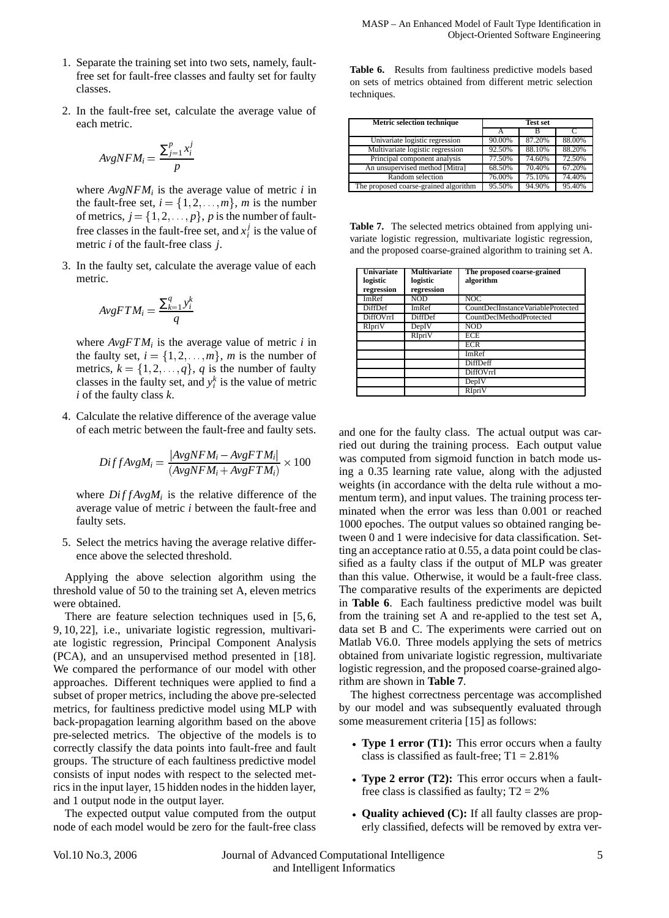1. Separate the training set into two sets, namely, fault-free set for fault-free classes and faulty set for faulty classes.

2. In the fault-free set, calculate the average value of each metric.

$$AvgNFM_i = \frac{\sum_{j=1}^{p} x_i^j}{p}$$

where $AvgNFM_i$ is the average value of metric $i$ in the fault-free set, $i = \{1, 2, \ldots, m\}$, $m$ is the number of metrics, $j = \{1, 2, \ldots, p\}$, $p$ is the number of fault-free classes in the fault-free set, and $x_i^j$ is the value of metric $i$ of the fault-free class $j$.

3. In the faulty set, calculate the average value of each metric.

$$AvgFTM_i = \frac{\sum_{k=1}^{q} y_i^k}{q}$$

where $AvgFTM_i$ is the average value of metric $i$ in the faulty set, $i = \{1, 2, \ldots, m\}$, $m$ is the number of metrics, $k = \{1, 2, \ldots, q\}$, $q$ is the number of faulty classes in the faulty set, and $y_i^k$ is the value of metric $i$ of the faulty class $k$.

4. Calculate the relative difference of the average value of each metric between the fault-free and faulty sets.

$$DiffAvgM_i = \frac{|AvgNFM_i - AvgFTM_i|}{(AvgNFM_i + AvgFTM_i)} \times 100$$

where $DiffAvgM_i$ is the relative difference of the average value of metric $i$ between the fault-free and faulty sets.

5. Select the metrics having the average relative difference above the selected threshold.

Applying the above selection algorithm using the threshold value of 50 to the training set A, eleven metrics were obtained.

There are feature selection techniques used in [5, 6, 9, 10, 22], i.e., univariate logistic regression, multivariate logistic regression, Principal Component Analysis (PCA), and an unsupervised method presented in [18]. We compared the performance of our model with other approaches. Different techniques were applied to find a subset of proper metrics, including the above pre-selected metrics, for faultiness predictive model using MLP with back-propagation learning algorithm based on the above pre-selected metrics. The objective of the models is to correctly classify the data points into fault-free and fault groups. The structure of each faultiness predictive model consists of input nodes with respect to the selected metrics in the input layer, 15 hidden nodes in the hidden layer, and 1 output node in the output layer.

The expected output value computed from the output node of each model would be zero for the fault-free class and one for the faulty class. The actual output was carried out during the training process. Each output value was computed from sigmoid function in batch mode using a 0.35 learning rate value, along with the adjusted weights (in accordance with the delta rule without a momentum term), and input values. The training process terminated when the error was less than 0.001 or reached 1000 epoches. The output values so obtained ranging between 0 and 1 were indecisive for data classification. Setting an acceptance ratio at 0.55, a data point could be classified as a faulty class if the output of MLP was greater than this value. Otherwise, it would be a fault-free class. The comparative results of the experiments are depicted in **Table 6**. Each faultiness predictive model was built from the training set A and re-applied to the test set A, data set B and C. The experiments were carried out on Matlab V6.0. Three models applying the sets of metrics obtained from univariate logistic regression, multivariate logistic regression, and the proposed coarse-grained algorithm are shown in **Table 7**.

**Table 6.** Results from faultiness predictive models based on sets of metrics obtained from different metric selection techniques.

| Metric selection technique | Test set | | |
|---|---|---|---|
| | A | B | C |
| Univariate logistic regression | 90.00% | 87.20% | 88.00% |
| Multivariate logistic regression | 92.50% | 88.10% | 88.20% |
| Principal component analysis | 77.50% | 74.60% | 72.50% |
| An unsupervised method [Mitra] | 68.50% | 70.40% | 67.20% |
| Random selection | 76.00% | 75.10% | 74.40% |
| The proposed coarse-grained algorithm | 95.50% | 94.90% | 95.40% |

**Table 7.** The selected metrics obtained from applying univariate logistic regression, multivariate logistic regression, and the proposed coarse-grained algorithm to training set A.

| Univariate logistic regression | Multivariate logistic regression | The proposed coarse-grained algorithm |
|---|---|---|
| ImRef | NOD | NOC |
| DiffDef | ImRef | CountDeclInstanceVariableProtected |
| DiffOVrrI | DiffDef | CountDeclMethodProtected |
| RIpriV | DepIV | NOD |
| | RIpriV | ECE |
| | | ECR |
| | | ImRef |
| | | DiffDeff |
| | | DiffOVrrI |
| | | DepIV |
| | | RIpriV |

The highest correctness percentage was accomplished by our model and was subsequently evaluated through some measurement criteria [15] as follows:

- **Type 1 error (T1):** This error occurs when a faulty class is classified as fault-free; T1 = 2.81%
- **Type 2 error (T2):** This error occurs when a fault-free class is classified as faulty; T2 = 2%
- **Quality achieved (C):** If all faulty classes are properly classified, defects will be removed by extra ver-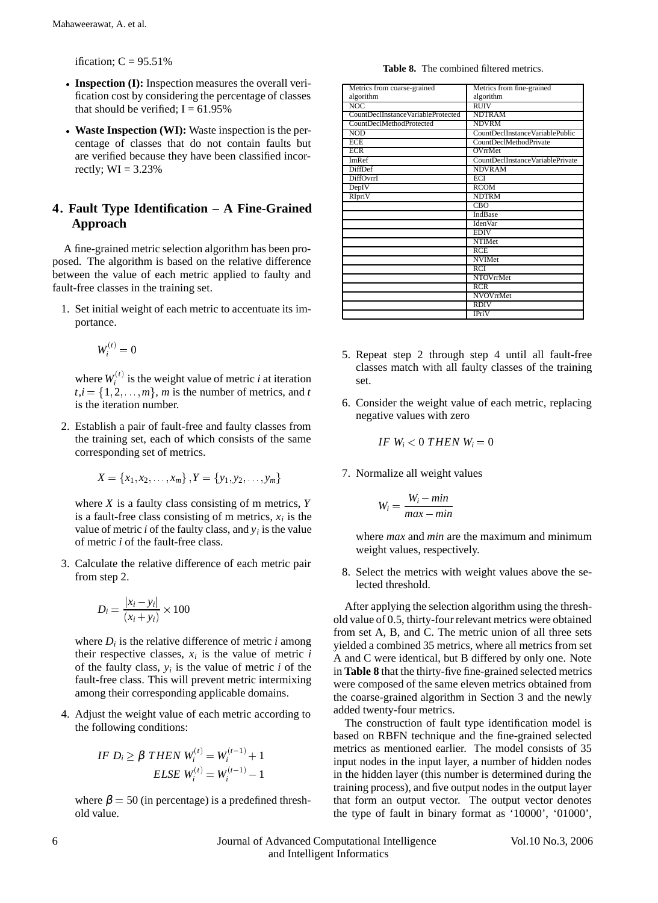ification; C = 95.51%

- **Inspection (I):** Inspection measures the overall verification cost by considering the percentage of classes that should be verified; I = 61.95%
- **Waste Inspection (WI):** Waste inspection is the percentage of classes that do not contain faults but are verified because they have been classified incorrectly; WI = 3.23%

## 4. Fault Type Identification – A Fine-Grained Approach

A fine-grained metric selection algorithm has been proposed. The algorithm is based on the relative difference between the value of each metric applied to faulty and fault-free classes in the training set.

1. Set initial weight of each metric to accentuate its importance.

   $$W_i^{(t)} = 0$$

   where $W_i^{(t)}$ is the weight value of metric $i$ at iteration $t, i = \{1, 2, \ldots, m\}$, $m$ is the number of metrics, and $t$ is the iteration number.

2. Establish a pair of fault-free and faulty classes from the training set, each of which consists of the same corresponding set of metrics.

   $$X = \{x_1, x_2, \ldots, x_m\}, Y = \{y_1, y_2, \ldots, y_m\}$$

   where $X$ is a faulty class consisting of m metrics, $Y$ is a fault-free class consisting of m metrics, $x_i$ is the value of metric $i$ of the faulty class, and $y_i$ is the value of metric $i$ of the fault-free class.

3. Calculate the relative difference of each metric pair from step 2.

   $$D_i = \frac{|x_i - y_i|}{(x_i + y_i)} \times 100$$

   where $D_i$ is the relative difference of metric $i$ among their respective classes, $x_i$ is the value of metric $i$ of the faulty class, $y_i$ is the value of metric $i$ of the fault-free class. This will prevent metric intermixing among their corresponding applicable domains.

4. Adjust the weight value of each metric according to the following conditions:

   $$IF\ D_i \geq \beta\ THEN\ W_i^{(t)} = W_i^{(t-1)} + 1$$
   $$ELSE\ W_i^{(t)} = W_i^{(t-1)} - 1$$

   where $\beta = 50$ (in percentage) is a predefined threshold value.

5. Repeat step 2 through step 4 until all fault-free classes match with all faulty classes of the training set.

6. Consider the weight value of each metric, replacing negative values with zero

   $$IF\ W_i < 0\ THEN\ W_i = 0$$

7. Normalize all weight values

   $$W_i = \frac{W_i - min}{max - min}$$

   where $max$ and $min$ are the maximum and minimum weight values, respectively.

8. Select the metrics with weight values above the selected threshold.

**Table 8.** The combined filtered metrics.

| Metrics from coarse-grained algorithm | Metrics from fine-grained algorithm |
|---|---|
| NOC | RUIV |
| CountDeclInstanceVariableProtected | NDTRAM |
| CountDeclMethodProtected | NDVRM |
| NOD | CountDeclInstanceVariablePublic |
| ECE | CountDeclMethodPrivate |
| ECR | OVrrMet |
| ImRef | CountDeclInstanceVariablePrivate |
| DiffDef | NDVRAM |
| DiffOvrrI | ECI |
| DepIV | RCOM |
| RIpriV | NDTRM |
| | CBO |
| | IndBase |
| | IdenVar |
| | EDIV |
| | NTIMet |
| | RCE |
| | NVIMet |
| | RCI |
| | NTOVrrMet |
| | RCR |
| | NVOVrrMet |
| | RDIV |
| | IPriV |

After applying the selection algorithm using the threshold value of 0.5, thirty-four relevant metrics were obtained from set A, B, and C. The metric union of all three sets yielded a combined 35 metrics, where all metrics from set A and C were identical, but B differed by only one. Note in **Table 8** that the thirty-five fine-grained selected metrics were composed of the same eleven metrics obtained from the coarse-grained algorithm in Section 3 and the newly added twenty-four metrics.

The construction of fault type identification model is based on RBFN technique and the fine-grained selected metrics as mentioned earlier. The model consists of 35 input nodes in the input layer, a number of hidden nodes in the hidden layer (this number is determined during the training process), and five output nodes in the output layer that form an output vector. The output vector denotes the type of fault in binary format as '10000', '01000',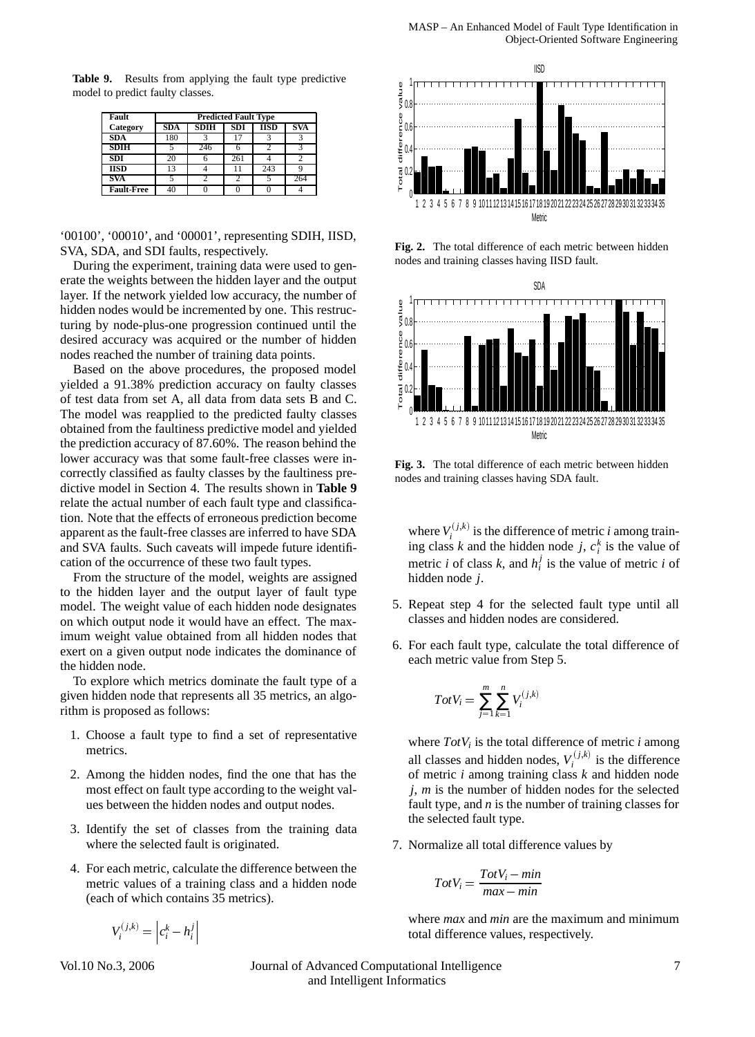**Table 9.** Results from applying the fault type predictive model to predict faulty classes.

| Fault Category | Predicted Fault Type | | | | |
|---|---|---|---|---|---|
| | SDA | SDIH | SDI | IISD | SVA |
| SDA | 180 | 3 | 17 | 3 | 3 |
| SDIH | 5 | 246 | 6 | 2 | 3 |
| SDI | 20 | 6 | 261 | 4 | 2 |
| IISD | 13 | 4 | 11 | 243 | 9 |
| SVA | 5 | 2 | 2 | 5 | 264 |
| Fault-Free | 40 | 0 | 0 | 0 | 4 |

'00100', '00010', and '00001', representing SDIH, IISD, SVA, SDA, and SDI faults, respectively.

During the experiment, training data were used to generate the weights between the hidden layer and the output layer. If the network yielded low accuracy, the number of hidden nodes would be incremented by one. This restructuring by node-plus-one progression continued until the desired accuracy was acquired or the number of hidden nodes reached the number of training data points.

Based on the above procedures, the proposed model yielded a 91.38% prediction accuracy on faulty classes of test data from set A, all data from data sets B and C. The model was reapplied to the predicted faulty classes obtained from the faultiness predictive model and yielded the prediction accuracy of 87.60%. The reason behind the lower accuracy was that some fault-free classes were incorrectly classified as faulty classes by the faultiness predictive model in Section 4. The results shown in **Table 9** relate the actual number of each fault type and classification. Note that the effects of erroneous prediction become apparent as the fault-free classes are inferred to have SDA and SVA faults. Such caveats will impede future identification of the occurrence of these two fault types.

From the structure of the model, weights are assigned to the hidden layer and the output layer of fault type model. The weight value of each hidden node designates on which output node it would have an effect. The maximum weight value obtained from all hidden nodes that exert on a given output node indicates the dominance of the hidden node.

To explore which metrics dominate the fault type of a given hidden node that represents all 35 metrics, an algorithm is proposed as follows:

1. Choose a fault type to find a set of representative metrics.
2. Among the hidden nodes, find the one that has the most effect on fault type according to the weight values between the hidden nodes and output nodes.
3. Identify the set of classes from the training data where the selected fault is originated.
4. For each metric, calculate the difference between the metric values of a training class and a hidden node (each of which contains 35 metrics).

$$V_i^{(j,k)} = \left| c_i^k - h_i^j \right|$$

where $V_i^{(j,k)}$ is the difference of metric $i$ among training class $k$ and the hidden node $j$, $c_i^k$ is the value of metric $i$ of class $k$, and $h_i^j$ is the value of metric $i$ of hidden node $j$.

5. Repeat step 4 for the selected fault type until all classes and hidden nodes are considered.
6. For each fault type, calculate the total difference of each metric value from Step 5.

$$TotV_i = \sum_{j=1}^{m} \sum_{k=1}^{n} V_i^{(j,k)}$$

where $TotV_i$ is the total difference of metric $i$ among all classes and hidden nodes, $V_i^{(j,k)}$ is the difference of metric $i$ among training class $k$ and hidden node $j$, $m$ is the number of hidden nodes for the selected fault type, and $n$ is the number of training classes for the selected fault type.

7. Normalize all total difference values by

$$TotV_i = \frac{TotV_i - min}{max - min}$$

where $max$ and $min$ are the maximum and minimum total difference values, respectively.

**Fig. 2.** The total difference of each metric between hidden nodes and training classes having IISD fault.

**Fig. 3.** The total difference of each metric between hidden nodes and training classes having SDA fault.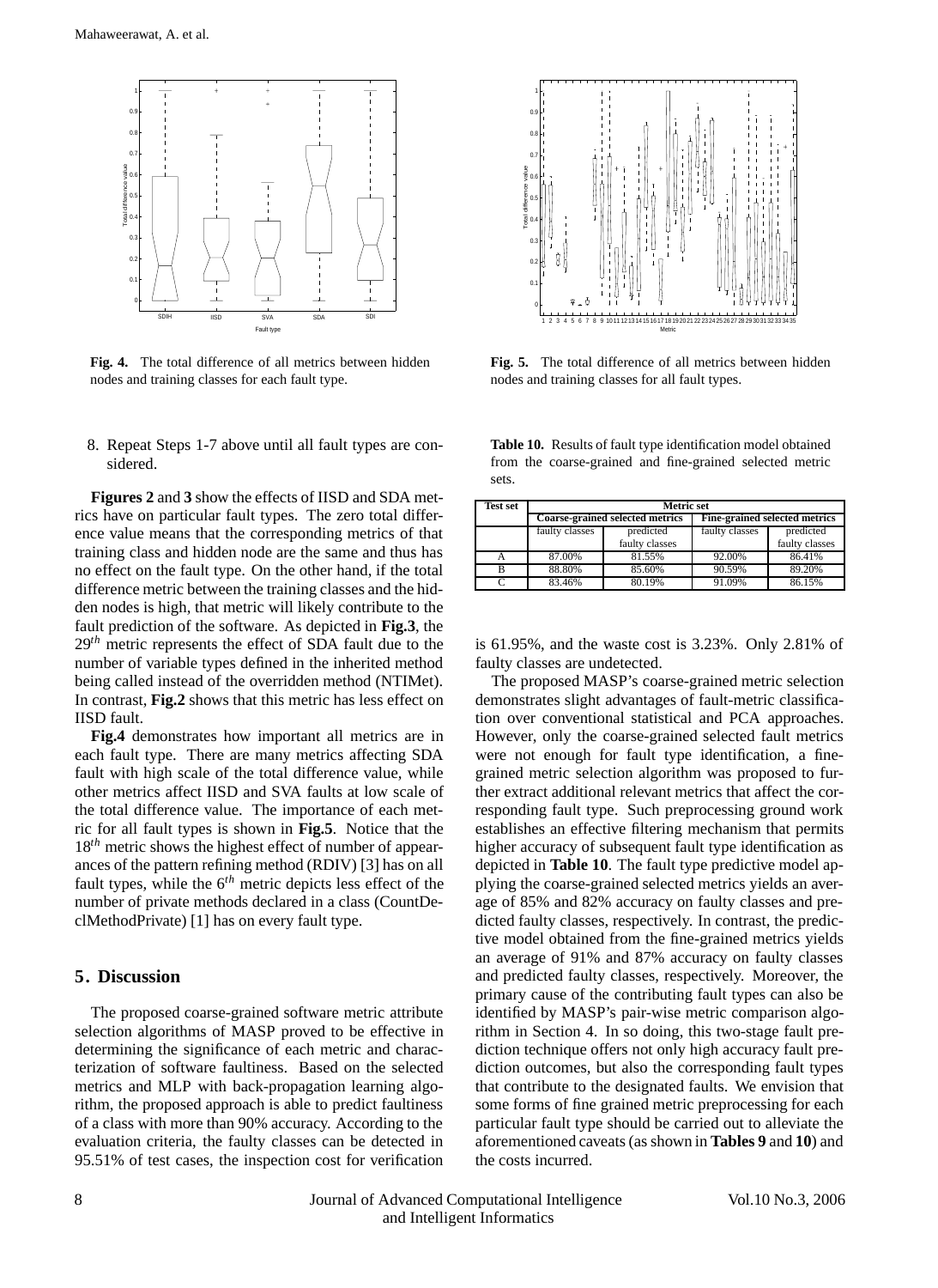**Fig. 4.** The total difference of all metrics between hidden nodes and training classes for each fault type.

**Fig. 5.** The total difference of all metrics between hidden nodes and training classes for all fault types.

8. Repeat Steps 1-7 above until all fault types are considered.

**Figures 2** and **3** show the effects of IISD and SDA metrics have on particular fault types. The zero total difference value means that the corresponding metrics of that training class and hidden node are the same and thus has no effect on the fault type. On the other hand, if the total difference metric between the training classes and the hidden nodes is high, that metric will likely contribute to the fault prediction of the software. As depicted in **Fig.3**, the $29^{th}$ metric represents the effect of SDA fault due to the number of variable types defined in the inherited method being called instead of the overridden method (NTIMet). In contrast, **Fig.2** shows that this metric has less effect on IISD fault.

**Fig.4** demonstrates how important all metrics are in each fault type. There are many metrics affecting SDA fault with high scale of the total difference value, while other metrics affect IISD and SVA faults at low scale of the total difference value. The importance of each metric for all fault types is shown in **Fig.5**. Notice that the $18^{th}$ metric shows the highest effect of number of appearances of the pattern refining method (RDIV) [3] has on all fault types, while the $6^{th}$ metric depicts less effect of the number of private methods declared in a class (CountDeclMethodPrivate) [1] has on every fault type.

## 5. Discussion

The proposed coarse-grained software metric attribute selection algorithms of MASP proved to be effective in determining the significance of each metric and characterization of software faultiness. Based on the selected metrics and MLP with back-propagation learning algorithm, the proposed approach is able to predict faultiness of a class with more than 90% accuracy. According to the evaluation criteria, the faulty classes can be detected in 95.51% of test cases, the inspection cost for verification is 61.95%, and the waste cost is 3.23%. Only 2.81% of faulty classes are undetected.

The proposed MASP's coarse-grained metric selection demonstrates slight advantages of fault-metric classification over conventional statistical and PCA approaches. However, only the coarse-grained selected fault metrics were not enough for fault type identification, a fine-grained metric selection algorithm was proposed to further extract additional relevant metrics that affect the corresponding fault type. Such preprocessing ground work establishes an effective filtering mechanism that permits higher accuracy of subsequent fault type identification as depicted in **Table 10**. The fault type predictive model applying the coarse-grained selected metrics yields an average of 85% and 82% accuracy on faulty classes and predicted faulty classes, respectively. In contrast, the predictive model obtained from the fine-grained metrics yields an average of 91% and 87% accuracy on faulty classes and predicted faulty classes, respectively. Moreover, the primary cause of the contributing fault types can also be identified by MASP's pair-wise metric comparison algorithm in Section 4. In so doing, this two-stage fault prediction technique offers not only high accuracy fault prediction outcomes, but also the corresponding fault types that contribute to the designated faults. We envision that some forms of fine grained metric preprocessing for each particular fault type should be carried out to alleviate the aforementioned caveats (as shown in **Tables 9** and **10**) and the costs incurred.

**Table 10.** Results of fault type identification model obtained from the coarse-grained and fine-grained selected metric sets.

| Test set | Metric set | | | |
|---|---|---|---|---|
| | Coarse-grained selected metrics | | Fine-grained selected metrics | |
| | faulty classes | predicted faulty classes | faulty classes | predicted faulty classes |
| A | 87.00% | 81.55% | 92.00% | 86.41% |
| B | 88.80% | 85.60% | 90.59% | 89.20% |
| C | 83.46% | 80.19% | 91.09% | 86.15% |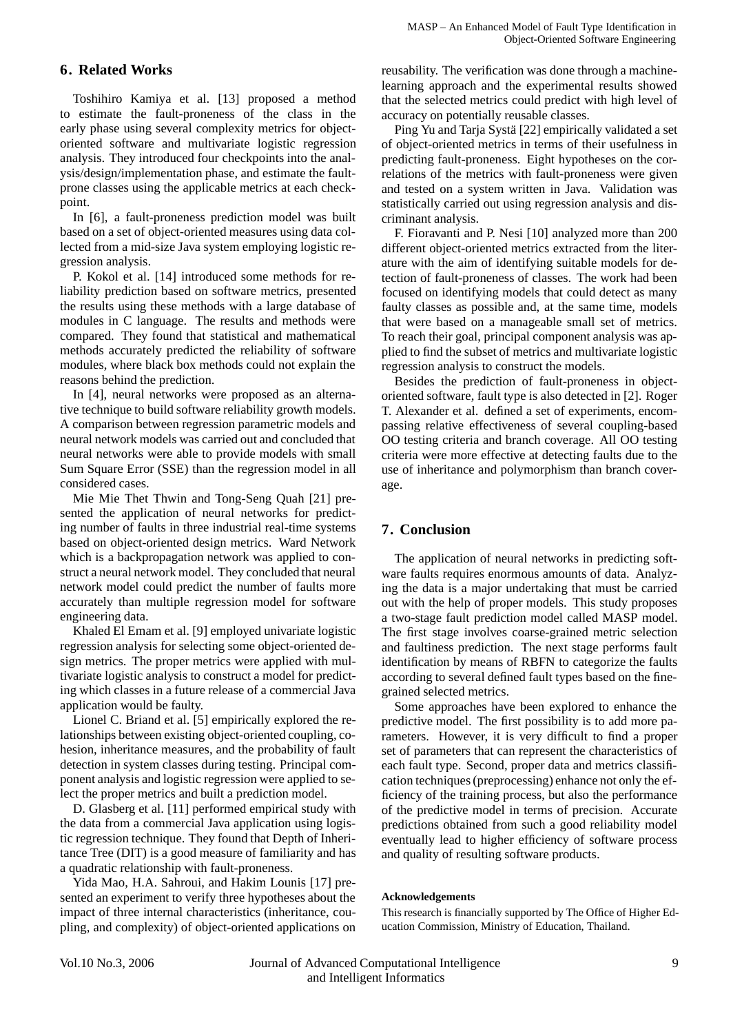## 6. Related Works

Toshihiro Kamiya et al. [13] proposed a method to estimate the fault-proneness of the class in the early phase using several complexity metrics for object-oriented software and multivariate logistic regression analysis. They introduced four checkpoints into the analysis/design/implementation phase, and estimate the fault-prone classes using the applicable metrics at each checkpoint.

In [6], a fault-proneness prediction model was built based on a set of object-oriented measures using data collected from a mid-size Java system employing logistic regression analysis.

P. Kokol et al. [14] introduced some methods for reliability prediction based on software metrics, presented the results using these methods with a large database of modules in C language. The results and methods were compared. They found that statistical and mathematical methods accurately predicted the reliability of software modules, where black box methods could not explain the reasons behind the prediction.

In [4], neural networks were proposed as an alternative technique to build software reliability growth models. A comparison between regression parametric models and neural network models was carried out and concluded that neural networks were able to provide models with small Sum Square Error (SSE) than the regression model in all considered cases.

Mie Mie Thet Thwin and Tong-Seng Quah [21] presented the application of neural networks for predicting number of faults in three industrial real-time systems based on object-oriented design metrics. Ward Network which is a backpropagation network was applied to construct a neural network model. They concluded that neural network model could predict the number of faults more accurately than multiple regression model for software engineering data.

Khaled El Emam et al. [9] employed univariate logistic regression analysis for selecting some object-oriented design metrics. The proper metrics were applied with multivariate logistic analysis to construct a model for predicting which classes in a future release of a commercial Java application would be faulty.

Lionel C. Briand et al. [5] empirically explored the relationships between existing object-oriented coupling, cohesion, inheritance measures, and the probability of fault detection in system classes during testing. Principal component analysis and logistic regression were applied to select the proper metrics and built a prediction model.

D. Glasberg et al. [11] performed empirical study with the data from a commercial Java application using logistic regression technique. They found that Depth of Inheritance Tree (DIT) is a good measure of familiarity and has a quadratic relationship with fault-proneness.

Yida Mao, H.A. Sahroui, and Hakim Lounis [17] presented an experiment to verify three hypotheses about the impact of three internal characteristics (inheritance, coupling, and complexity) of object-oriented applications on reusability. The verification was done through a machine-learning approach and the experimental results showed that the selected metrics could predict with high level of accuracy on potentially reusable classes.

Ping Yu and Tarja Systä [22] empirically validated a set of object-oriented metrics in terms of their usefulness in predicting fault-proneness. Eight hypotheses on the correlations of the metrics with fault-proneness were given and tested on a system written in Java. Validation was statistically carried out using regression analysis and discriminant analysis.

F. Fioravanti and P. Nesi [10] analyzed more than 200 different object-oriented metrics extracted from the literature with the aim of identifying suitable models for detection of fault-proneness of classes. The work had been focused on identifying models that could detect as many faulty classes as possible and, at the same time, models that were based on a manageable small set of metrics. To reach their goal, principal component analysis was applied to find the subset of metrics and multivariate logistic regression analysis to construct the models.

Besides the prediction of fault-proneness in object-oriented software, fault type is also detected in [2]. Roger T. Alexander et al. defined a set of experiments, encompassing relative effectiveness of several coupling-based OO testing criteria and branch coverage. All OO testing criteria were more effective at detecting faults due to the use of inheritance and polymorphism than branch coverage.

## 7. Conclusion

The application of neural networks in predicting software faults requires enormous amounts of data. Analyzing the data is a major undertaking that must be carried out with the help of proper models. This study proposes a two-stage fault prediction model called MASP model. The first stage involves coarse-grained metric selection and faultiness prediction. The next stage performs fault identification by means of RBFN to categorize the faults according to several defined fault types based on the fine-grained selected metrics.

Some approaches have been explored to enhance the predictive model. The first possibility is to add more parameters. However, it is very difficult to find a proper set of parameters that can represent the characteristics of each fault type. Second, proper data and metrics classification techniques (preprocessing) enhance not only the efficiency of the training process, but also the performance of the predictive model in terms of precision. Accurate predictions obtained from such a good reliability model eventually lead to higher efficiency of software process and quality of resulting software products.

**Acknowledgements**

This research is financially supported by The Office of Higher Education Commission, Ministry of Education, Thailand.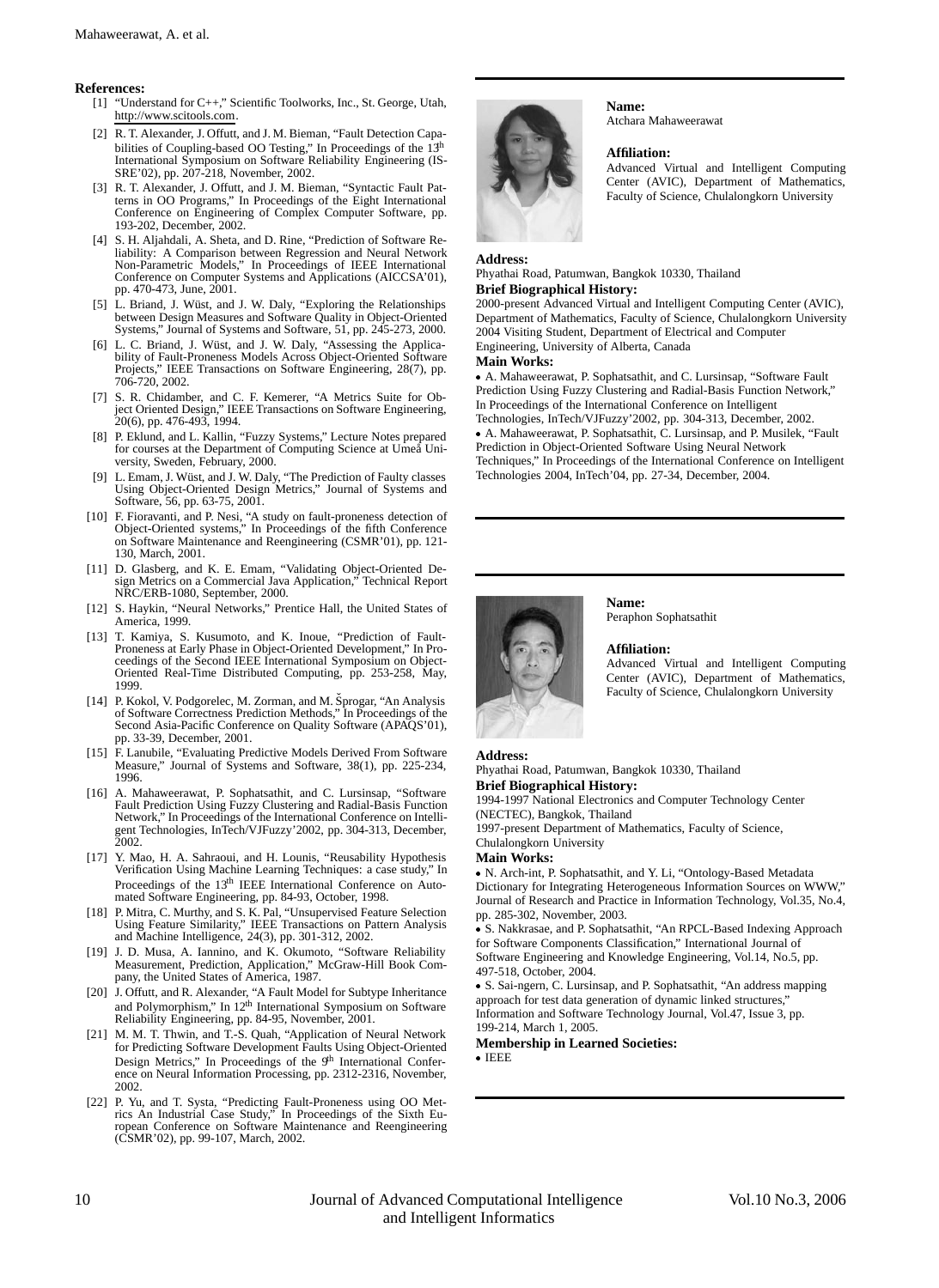## References:

[1] "Understand for C++," Scientific Toolworks, Inc., St. George, Utah, http://www.scitools.com.

[2] R. T. Alexander, J. Offutt, and J. M. Bieman, "Fault Detection Capabilities of Coupling-based OO Testing," In Proceedings of the 13th International Symposium on Software Reliability Engineering (ISSRE'02), pp. 207-218, November, 2002.

[3] R. T. Alexander, J. Offutt, and J. M. Bieman, "Syntactic Fault Patterns in OO Programs," In Proceedings of the Eight International Conference on Engineering of Complex Computer Software, pp. 193-202, December, 2002.

[4] S. H. Aljahdali, A. Sheta, and D. Rine, "Prediction of Software Reliability: A Comparison between Regression and Neural Network Non-Parametric Models," In Proceedings of IEEE International Conference on Computer Systems and Applications (AICCSA'01), pp. 470-473, June, 2001.

[5] L. Briand, J. Wüst, and J. W. Daly, "Exploring the Relationships between Design Measures and Software Quality in Object-Oriented Systems," Journal of Systems and Software, 51, pp. 245-273, 2000.

[6] L. C. Briand, J. Wüst, and J. W. Daly, "Assessing the Applicability of Fault-Proneness Models Across Object-Oriented Software Projects," IEEE Transactions on Software Engineering, 28(7), pp. 706-720, 2002.

[7] S. R. Chidamber, and C. F. Kemerer, "A Metrics Suite for Object Oriented Design," IEEE Transactions on Software Engineering, 20(6), pp. 476-493, 1994.

[8] P. Eklund, and L. Kallin, "Fuzzy Systems," Lecture Notes prepared for courses at the Department of Computing Science at Umeå University, Sweden, February, 2000.

[9] L. Emam, J. Wüst, and J. W. Daly, "The Prediction of Faulty classes Using Object-Oriented Design Metrics," Journal of Systems and Software, 56, pp. 63-75, 2001.

[10] F. Fioravanti, and P. Nesi, "A study on fault-proneness detection of Object-Oriented systems," In Proceedings of the fifth Conference on Software Maintenance and Reengineering (CSMR'01), pp. 121-130, March, 2001.

[11] D. Glasberg, and K. E. Emam, "Validating Object-Oriented Design Metrics on a Commercial Java Application," Technical Report NRC/ERB-1080, September, 2000.

[12] S. Haykin, "Neural Networks," Prentice Hall, the United States of America, 1999.

[13] T. Kamiya, S. Kusumoto, and K. Inoue, "Prediction of Fault-Proneness at Early Phase in Object-Oriented Development," In Proceedings of the Second IEEE International Symposium on Object-Oriented Real-Time Distributed Computing, pp. 253-258, May, 1999.

[14] P. Kokol, V. Podgorelec, M. Zorman, and M. Šprogar, "An Analysis of Software Correctness Prediction Methods," In Proceedings of the Second Asia-Pacific Conference on Quality Software (APAQS'01), pp. 33-39, December, 2001.

[15] F. Lanubile, "Evaluating Predictive Models Derived From Software Measure," Journal of Systems and Software, 38(1), pp. 225-234, 1996.

[16] A. Mahaweerawat, P. Sophatsathit, and C. Lursinsap, "Software Fault Prediction Using Fuzzy Clustering and Radial-Basis Function Network," In Proceedings of the International Conference on Intelligent Technologies, InTech/VJFuzzy'2002, pp. 304-313, December, 2002.

[17] Y. Mao, H. A. Sahraoui, and H. Lounis, "Reusability Hypothesis Verification Using Machine Learning Techniques: a case study," In Proceedings of the 13th IEEE International Conference on Automated Software Engineering, pp. 84-93, October, 1998.

[18] P. Mitra, C. Murthy, and S. K. Pal, "Unsupervised Feature Selection Using Feature Similarity," IEEE Transactions on Pattern Analysis and Machine Intelligence, 24(3), pp. 301-312, 2002.

[19] J. D. Musa, A. Iannino, and K. Okumoto, "Software Reliability Measurement, Prediction, Application," McGraw-Hill Book Company, the United States of America, 1987.

[20] J. Offutt, and R. Alexander, "A Fault Model for Subtype Inheritance and Polymorphism," In 12th International Symposium on Software Reliability Engineering, pp. 84-95, November, 2001.

[21] M. M. T. Thwin, and T.-S. Quah, "Application of Neural Network for Predicting Software Development Faults Using Object-Oriented Design Metrics," In Proceedings of the 9th International Conference on Neural Information Processing, pp. 2312-2316, November, 2002.

[22] P. Yu, and T. Systa, "Predicting Fault-Proneness using OO Metrics An Industrial Case Study," In Proceedings of the Sixth European Conference on Software Maintenance and Reengineering (CSMR'02), pp. 99-107, March, 2002.

---

**Name:**
Atchara Mahaweerawat

**Affiliation:**
Advanced Virtual and Intelligent Computing Center (AVIC), Department of Mathematics, Faculty of Science, Chulalongkorn University

**Address:**
Phyathai Road, Patumwan, Bangkok 10330, Thailand

**Brief Biographical History:**
2000-present Advanced Virtual and Intelligent Computing Center (AVIC), Department of Mathematics, Faculty of Science, Chulalongkorn University
2004 Visiting Student, Department of Electrical and Computer Engineering, University of Alberta, Canada

**Main Works:**
- A. Mahaweerawat, P. Sophatsathit, and C. Lursinsap, "Software Fault Prediction Using Fuzzy Clustering and Radial-Basis Function Network," In Proceedings of the International Conference on Intelligent Technologies, InTech/VJFuzzy'2002, pp. 304-313, December, 2002.
- A. Mahaweerawat, P. Sophatsathit, C. Lursinsap, and P. Musilek, "Fault Prediction in Object-Oriented Software Using Neural Network Techniques," In Proceedings of the International Conference on Intelligent Technologies 2004, InTech'04, pp. 27-34, December, 2004.

---

**Name:**
Peraphon Sophatsathit

**Affiliation:**
Advanced Virtual and Intelligent Computing Center (AVIC), Department of Mathematics, Faculty of Science, Chulalongkorn University

**Address:**
Phyathai Road, Patumwan, Bangkok 10330, Thailand

**Brief Biographical History:**
1994-1997 National Electronics and Computer Technology Center (NECTEC), Bangkok, Thailand
1997-present Department of Mathematics, Faculty of Science, Chulalongkorn University

**Main Works:**
- N. Arch-int, P. Sophatsathit, and Y. Li, "Ontology-Based Metadata Dictionary for Integrating Heterogeneous Information Sources on WWW," Journal of Research and Practice in Information Technology, Vol.35, No.4, pp. 285-302, November, 2003.
- S. Nakkrasae, and P. Sophatsathit, "An RPCL-Based Indexing Approach for Software Components Classification," International Journal of Software Engineering and Knowledge Engineering, Vol.14, No.5, pp. 497-518, October, 2004.
- S. Sai-ngern, C. Lursinsap, and P. Sophatsathit, "An address mapping approach for test data generation of dynamic linked structures," Information and Software Technology Journal, Vol.47, Issue 3, pp. 199-214, March 1, 2005.

**Membership in Learned Societies:**
- IEEE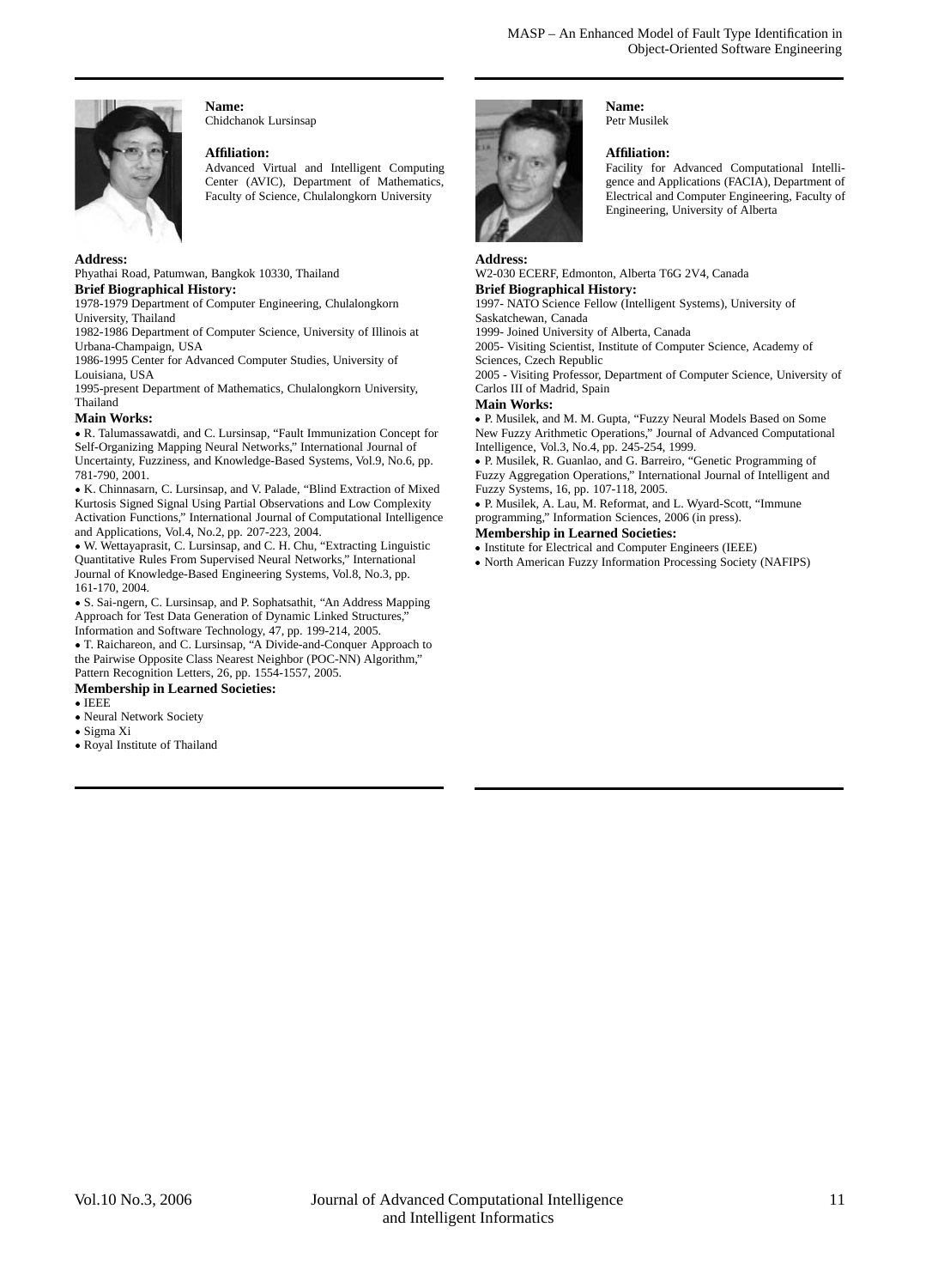**Name:**
Chidchanok Lursinsap

**Affiliation:**
Advanced Virtual and Intelligent Computing Center (AVIC), Department of Mathematics, Faculty of Science, Chulalongkorn University

**Address:**
Phyathai Road, Patumwan, Bangkok 10330, Thailand

**Brief Biographical History:**
1978-1979 Department of Computer Engineering, Chulalongkorn University, Thailand
1982-1986 Department of Computer Science, University of Illinois at Urbana-Champaign, USA
1986-1995 Center for Advanced Computer Studies, University of Louisiana, USA
1995-present Department of Mathematics, Chulalongkorn University, Thailand

**Main Works:**

- R. Talumassawatdi, and C. Lursinsap, "Fault Immunization Concept for Self-Organizing Mapping Neural Networks," International Journal of Uncertainty, Fuzziness, and Knowledge-Based Systems, Vol.9, No.6, pp. 781-790, 2001.
- K. Chinnasarn, C. Lursinsap, and V. Palade, "Blind Extraction of Mixed Kurtosis Signed Signal Using Partial Observations and Low Complexity Activation Functions," International Journal of Computational Intelligence and Applications, Vol.4, No.2, pp. 207-223, 2004.
- W. Wettayaprasit, C. Lursinsap, and C. H. Chu, "Extracting Linguistic Quantitative Rules From Supervised Neural Networks," International Journal of Knowledge-Based Engineering Systems, Vol.8, No.3, pp. 161-170, 2004.
- S. Sai-ngern, C. Lursinsap, and P. Sophatsathit, "An Address Mapping Approach for Test Data Generation of Dynamic Linked Structures," Information and Software Technology, 47, pp. 199-214, 2005.
- T. Raichareon, and C. Lursinsap, "A Divide-and-Conquer Approach to the Pairwise Opposite Class Nearest Neighbor (POC-NN) Algorithm," Pattern Recognition Letters, 26, pp. 1554-1557, 2005.

**Membership in Learned Societies:**

- IEEE
- Neural Network Society
- Sigma Xi
- Royal Institute of Thailand

---

**Name:**
Petr Musilek

**Affiliation:**
Facility for Advanced Computational Intelligence and Applications (FACIA), Department of Electrical and Computer Engineering, Faculty of Engineering, University of Alberta

**Address:**
W2-030 ECERF, Edmonton, Alberta T6G 2V4, Canada

**Brief Biographical History:**
1997- NATO Science Fellow (Intelligent Systems), University of Saskatchewan, Canada
1999- Joined University of Alberta, Canada
2005- Visiting Scientist, Institute of Computer Science, Academy of Sciences, Czech Republic
2005 - Visiting Professor, Department of Computer Science, University of Carlos III of Madrid, Spain

**Main Works:**

- P. Musilek, and M. M. Gupta, "Fuzzy Neural Models Based on Some New Fuzzy Arithmetic Operations," Journal of Advanced Computational Intelligence, Vol.3, No.4, pp. 245-254, 1999.
- P. Musilek, R. Guanlao, and G. Barreiro, "Genetic Programming of Fuzzy Aggregation Operations," International Journal of Intelligent and Fuzzy Systems, 16, pp. 107-118, 2005.
- P. Musilek, A. Lau, M. Reformat, and L. Wyard-Scott, "Immune programming," Information Sciences, 2006 (in press).

**Membership in Learned Societies:**

- Institute for Electrical and Computer Engineers (IEEE)
- North American Fuzzy Information Processing Society (NAFIPS)